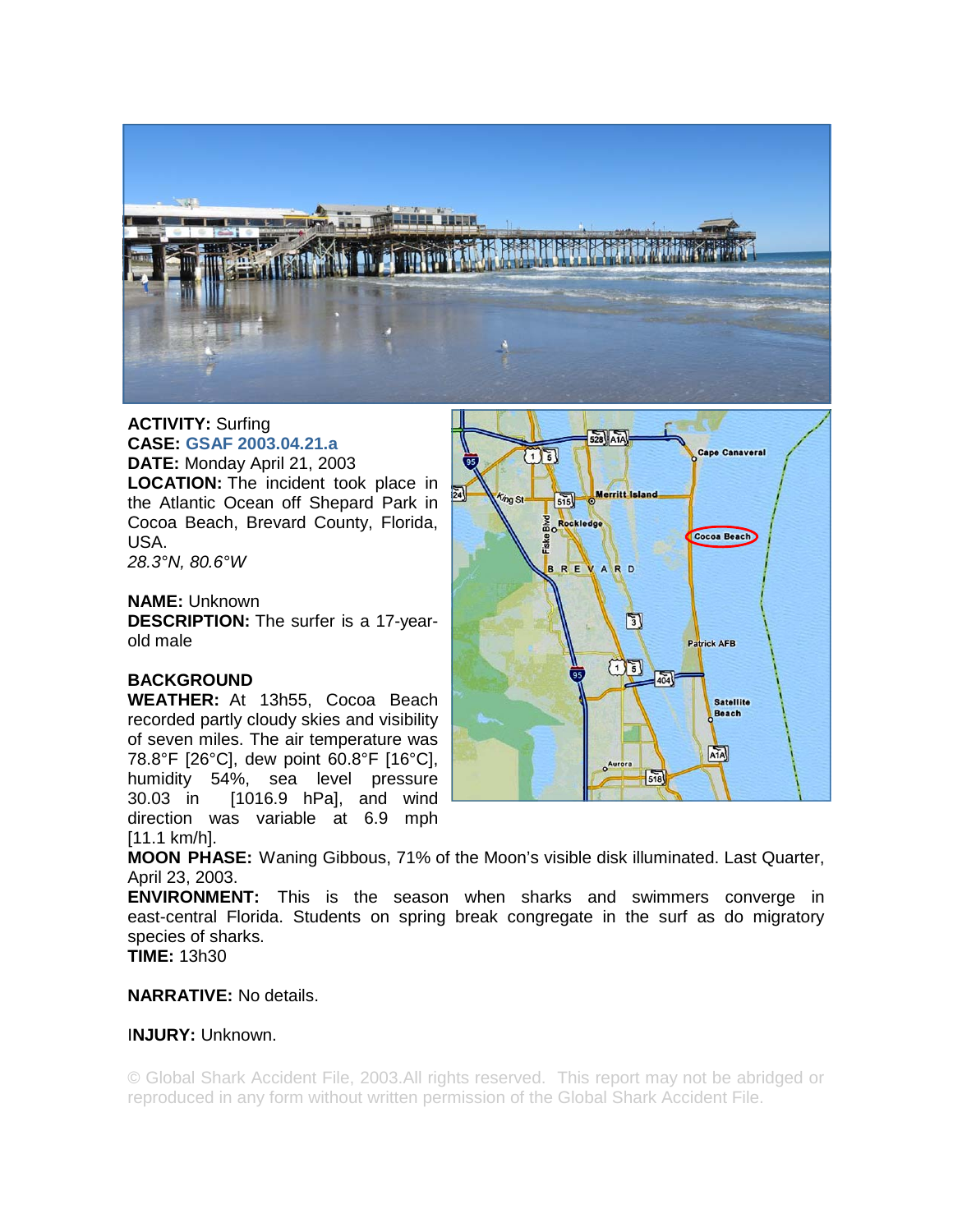**ACTIVITY:** Surfing
**CASE:** GSAF 2003.04.21.a
**DATE:** Monday April 21, 2003
**LOCATION:** The incident took place in the Atlantic Ocean off Shepard Park in Cocoa Beach, Brevard County, Florida, USA.
*28.3°N, 80.6°W*

**NAME:** Unknown
**DESCRIPTION:** The surfer is a 17-year-old male

**BACKGROUND**
**WEATHER:** At 13h55, Cocoa Beach recorded partly cloudy skies and visibility of seven miles. The air temperature was 78.8°F [26°C], dew point 60.8°F [16°C], humidity 54%, sea level pressure 30.03 in [1016.9 hPa], and wind direction was variable at 6.9 mph [11.1 km/h].
**MOON PHASE:** Waning Gibbous, 71% of the Moon's visible disk illuminated. Last Quarter, April 23, 2003.
**ENVIRONMENT:** This is the season when sharks and swimmers converge in east-central Florida. Students on spring break congregate in the surf as do migratory species of sharks.
**TIME:** 13h30

**NARRATIVE:** No details.

**INJURY:** Unknown.

© Global Shark Accident File, 2003.All rights reserved. This report may not be abridged or reproduced in any form without written permission of the Global Shark Accident File.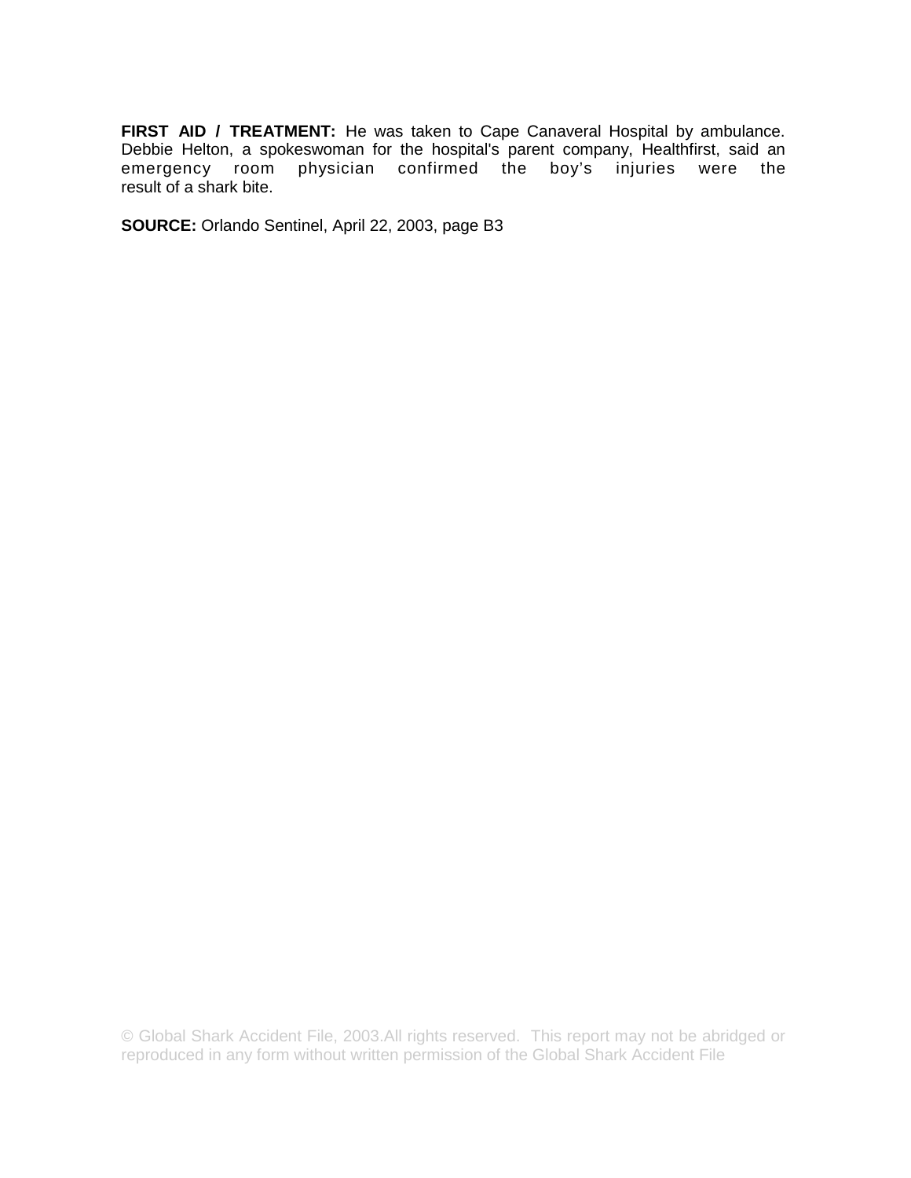**FIRST AID / TREATMENT:** He was taken to Cape Canaveral Hospital by ambulance. Debbie Helton, a spokeswoman for the hospital's parent company, Healthfirst, said an emergency room physician confirmed the boy's injuries were the result of a shark bite.

**SOURCE:** Orlando Sentinel, April 22, 2003, page B3

© Global Shark Accident File, 2003.All rights reserved. This report may not be abridged or reproduced in any form without written permission of the Global Shark Accident File